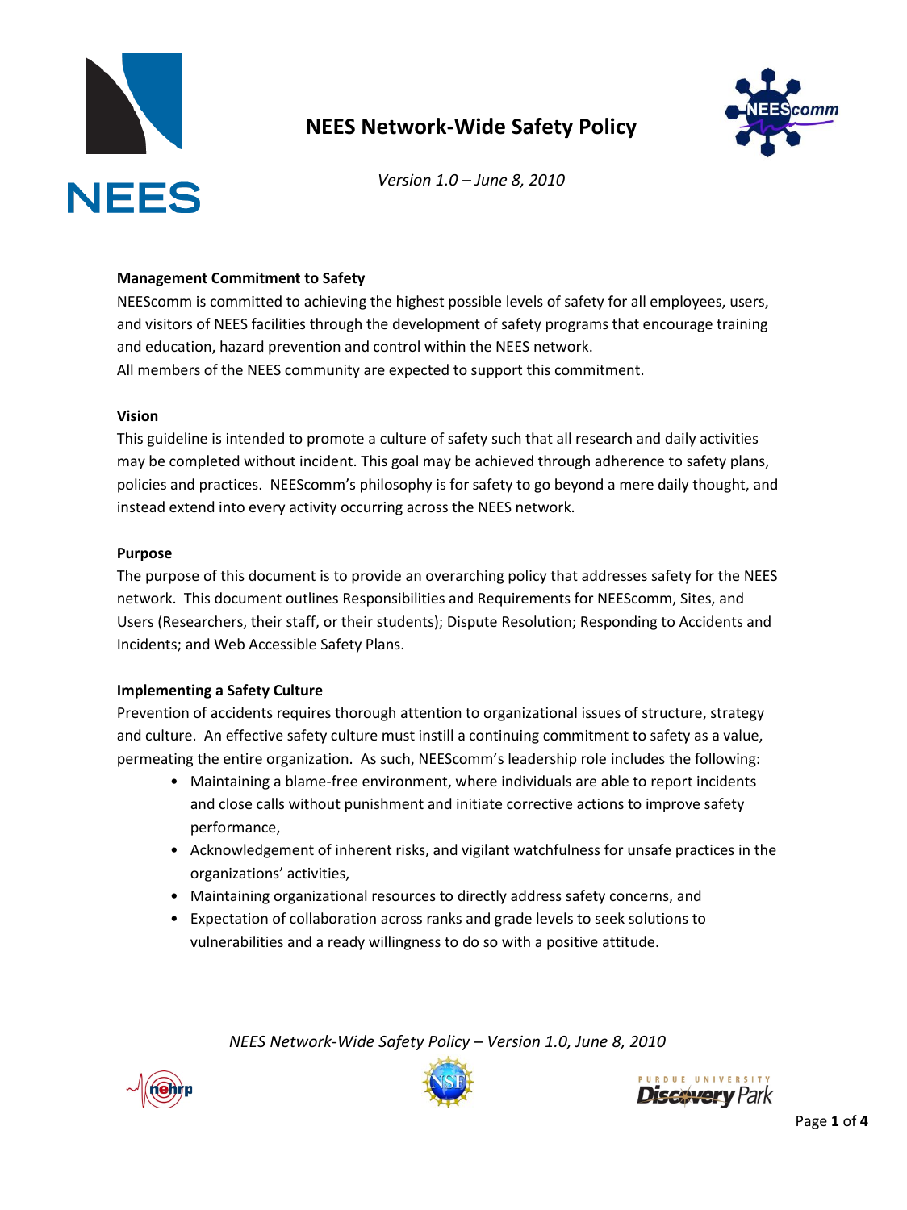# NEES Network-Wide Safety Policy

*Version 1.0 – June 8, 2010*

**Management Commitment to Safety**

NEEScomm is committed to achieving the highest possible levels of safety for all employees, users, and visitors of NEES facilities through the development of safety programs that encourage training and education, hazard prevention and control within the NEES network.
All members of the NEES community are expected to support this commitment.

**Vision**

This guideline is intended to promote a culture of safety such that all research and daily activities may be completed without incident. This goal may be achieved through adherence to safety plans, policies and practices. NEEScomm's philosophy is for safety to go beyond a mere daily thought, and instead extend into every activity occurring across the NEES network.

**Purpose**

The purpose of this document is to provide an overarching policy that addresses safety for the NEES network. This document outlines Responsibilities and Requirements for NEEScomm, Sites, and Users (Researchers, their staff, or their students); Dispute Resolution; Responding to Accidents and Incidents; and Web Accessible Safety Plans.

**Implementing a Safety Culture**

Prevention of accidents requires thorough attention to organizational issues of structure, strategy and culture. An effective safety culture must instill a continuing commitment to safety as a value, permeating the entire organization. As such, NEEScomm's leadership role includes the following:

- Maintaining a blame-free environment, where individuals are able to report incidents and close calls without punishment and initiate corrective actions to improve safety performance,
- Acknowledgement of inherent risks, and vigilant watchfulness for unsafe practices in the organizations' activities,
- Maintaining organizational resources to directly address safety concerns, and
- Expectation of collaboration across ranks and grade levels to seek solutions to vulnerabilities and a ready willingness to do so with a positive attitude.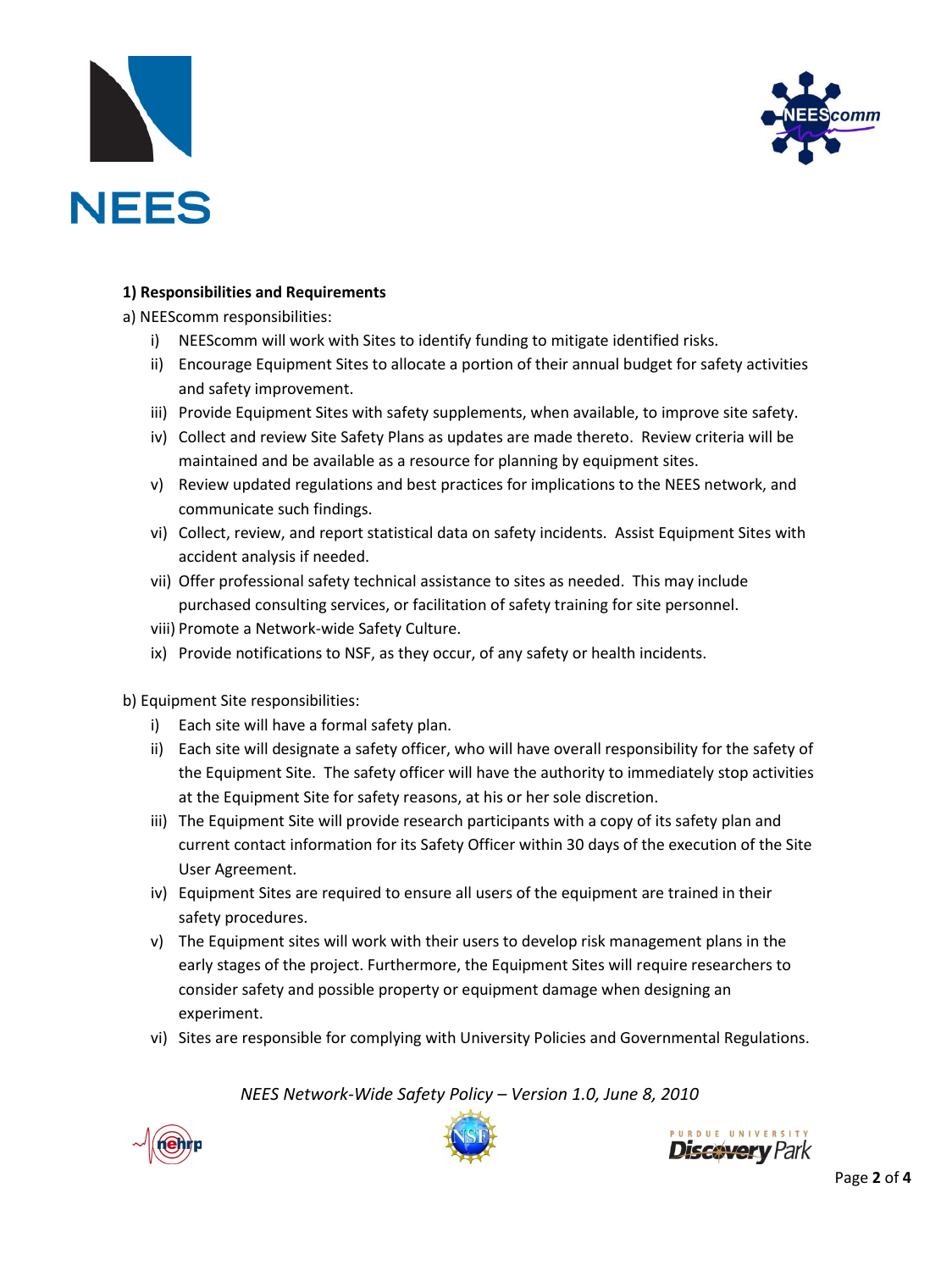**1) Responsibilities and Requirements**

a) NEEScomm responsibilities:

- i) NEEScomm will work with Sites to identify funding to mitigate identified risks.
- ii) Encourage Equipment Sites to allocate a portion of their annual budget for safety activities and safety improvement.
- iii) Provide Equipment Sites with safety supplements, when available, to improve site safety.
- iv) Collect and review Site Safety Plans as updates are made thereto. Review criteria will be maintained and be available as a resource for planning by equipment sites.
- v) Review updated regulations and best practices for implications to the NEES network, and communicate such findings.
- vi) Collect, review, and report statistical data on safety incidents. Assist Equipment Sites with accident analysis if needed.
- vii) Offer professional safety technical assistance to sites as needed. This may include purchased consulting services, or facilitation of safety training for site personnel.
- viii) Promote a Network-wide Safety Culture.
- ix) Provide notifications to NSF, as they occur, of any safety or health incidents.

b) Equipment Site responsibilities:

- i) Each site will have a formal safety plan.
- ii) Each site will designate a safety officer, who will have overall responsibility for the safety of the Equipment Site. The safety officer will have the authority to immediately stop activities at the Equipment Site for safety reasons, at his or her sole discretion.
- iii) The Equipment Site will provide research participants with a copy of its safety plan and current contact information for its Safety Officer within 30 days of the execution of the Site User Agreement.
- iv) Equipment Sites are required to ensure all users of the equipment are trained in their safety procedures.
- v) The Equipment sites will work with their users to develop risk management plans in the early stages of the project. Furthermore, the Equipment Sites will require researchers to consider safety and possible property or equipment damage when designing an experiment.
- vi) Sites are responsible for complying with University Policies and Governmental Regulations.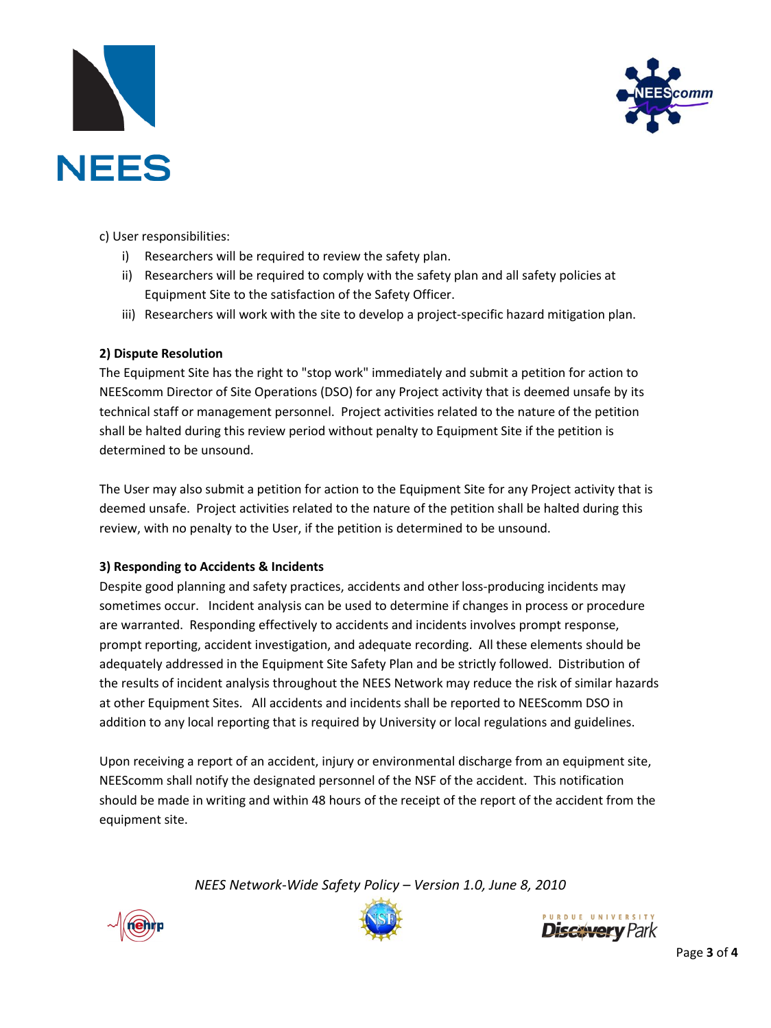c) User responsibilities:

i) Researchers will be required to review the safety plan.
ii) Researchers will be required to comply with the safety plan and all safety policies at Equipment Site to the satisfaction of the Safety Officer.
iii) Researchers will work with the site to develop a project-specific hazard mitigation plan.

**2) Dispute Resolution**

The Equipment Site has the right to "stop work" immediately and submit a petition for action to NEEScomm Director of Site Operations (DSO) for any Project activity that is deemed unsafe by its technical staff or management personnel. Project activities related to the nature of the petition shall be halted during this review period without penalty to Equipment Site if the petition is determined to be unsound.

The User may also submit a petition for action to the Equipment Site for any Project activity that is deemed unsafe. Project activities related to the nature of the petition shall be halted during this review, with no penalty to the User, if the petition is determined to be unsound.

**3) Responding to Accidents & Incidents**

Despite good planning and safety practices, accidents and other loss-producing incidents may sometimes occur. Incident analysis can be used to determine if changes in process or procedure are warranted. Responding effectively to accidents and incidents involves prompt response, prompt reporting, accident investigation, and adequate recording. All these elements should be adequately addressed in the Equipment Site Safety Plan and be strictly followed. Distribution of the results of incident analysis throughout the NEES Network may reduce the risk of similar hazards at other Equipment Sites. All accidents and incidents shall be reported to NEEScomm DSO in addition to any local reporting that is required by University or local regulations and guidelines.

Upon receiving a report of an accident, injury or environmental discharge from an equipment site, NEEScomm shall notify the designated personnel of the NSF of the accident. This notification should be made in writing and within 48 hours of the receipt of the report of the accident from the equipment site.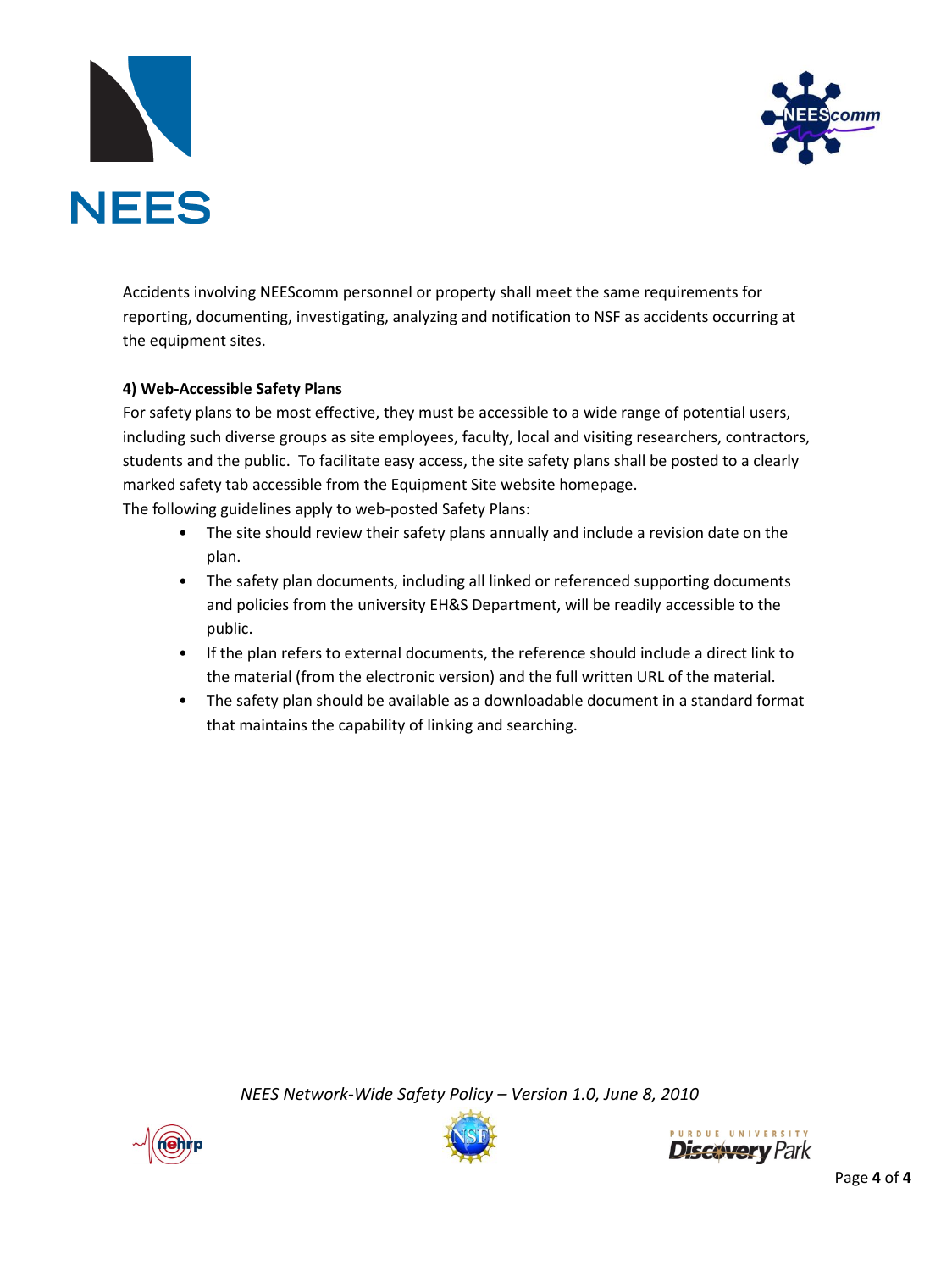Accidents involving NEEScomm personnel or property shall meet the same requirements for reporting, documenting, investigating, analyzing and notification to NSF as accidents occurring at the equipment sites.

**4) Web-Accessible Safety Plans**

For safety plans to be most effective, they must be accessible to a wide range of potential users, including such diverse groups as site employees, faculty, local and visiting researchers, contractors, students and the public. To facilitate easy access, the site safety plans shall be posted to a clearly marked safety tab accessible from the Equipment Site website homepage.

The following guidelines apply to web-posted Safety Plans:

- The site should review their safety plans annually and include a revision date on the plan.
- The safety plan documents, including all linked or referenced supporting documents and policies from the university EH&S Department, will be readily accessible to the public.
- If the plan refers to external documents, the reference should include a direct link to the material (from the electronic version) and the full written URL of the material.
- The safety plan should be available as a downloadable document in a standard format that maintains the capability of linking and searching.